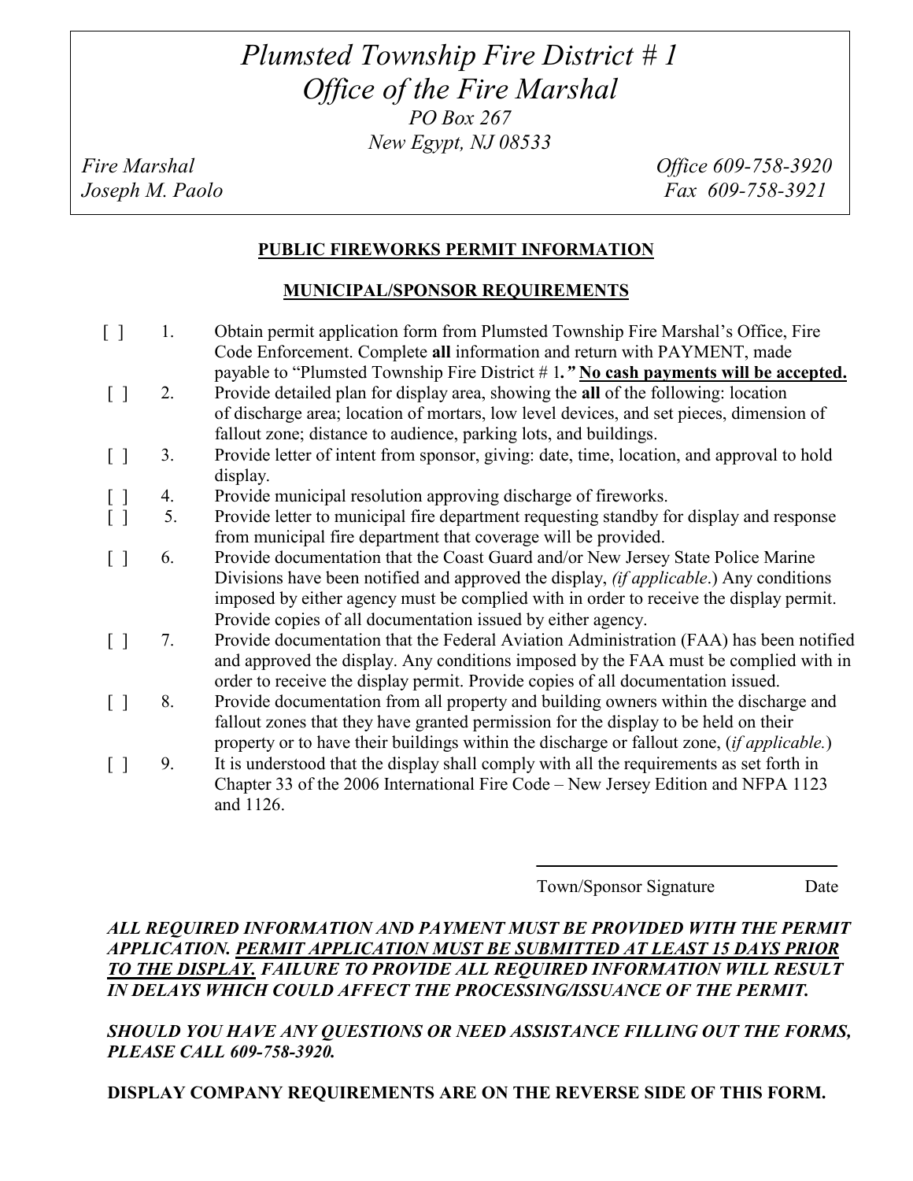# *Plumsted Township Fire District # 1*
# *Office of the Fire Marshal*

*PO Box 267*
*New Egypt, NJ 08533*

*Fire Marshal* | *Office 609-758-3920*
*Joseph M. Paolo* | *Fax 609-758-3921*

**PUBLIC FIREWORKS PERMIT INFORMATION**

**MUNICIPAL/SPONSOR REQUIREMENTS**

[ ] 1. Obtain permit application form from Plumsted Township Fire Marshal's Office, Fire Code Enforcement. Complete **all** information and return with PAYMENT, made payable to "Plumsted Township Fire District # 1**."** **No cash payments will be accepted.**

[ ] 2. Provide detailed plan for display area, showing the **all** of the following: location of discharge area; location of mortars, low level devices, and set pieces, dimension of fallout zone; distance to audience, parking lots, and buildings.

[ ] 3. Provide letter of intent from sponsor, giving: date, time, location, and approval to hold display.

[ ] 4. Provide municipal resolution approving discharge of fireworks.

[ ] 5. Provide letter to municipal fire department requesting standby for display and response from municipal fire department that coverage will be provided.

[ ] 6. Provide documentation that the Coast Guard and/or New Jersey State Police Marine Divisions have been notified and approved the display, *(if applicable*.) Any conditions imposed by either agency must be complied with in order to receive the display permit. Provide copies of all documentation issued by either agency.

[ ] 7. Provide documentation that the Federal Aviation Administration (FAA) has been notified and approved the display. Any conditions imposed by the FAA must be complied with in order to receive the display permit. Provide copies of all documentation issued.

[ ] 8. Provide documentation from all property and building owners within the discharge and fallout zones that they have granted permission for the display to be held on their property or to have their buildings within the discharge or fallout zone, (*if applicable.*)

[ ] 9. It is understood that the display shall comply with all the requirements as set forth in Chapter 33 of the 2006 International Fire Code – New Jersey Edition and NFPA 1123 and 1126.

\_\_\_\_\_\_\_\_\_\_\_\_\_\_\_\_\_\_\_\_\_\_\_\_\_\_\_\_\_\_\_\_

Town/Sponsor Signature          Date

***ALL REQUIRED INFORMATION AND PAYMENT MUST BE PROVIDED WITH THE PERMIT APPLICATION. <u>PERMIT APPLICATION MUST BE SUBMITTED AT LEAST 15 DAYS PRIOR TO THE DISPLAY.</u> FAILURE TO PROVIDE ALL REQUIRED INFORMATION WILL RESULT IN DELAYS WHICH COULD AFFECT THE PROCESSING/ISSUANCE OF THE PERMIT.***

***SHOULD YOU HAVE ANY QUESTIONS OR NEED ASSISTANCE FILLING OUT THE FORMS, PLEASE CALL 609-758-3920.***

**DISPLAY COMPANY REQUIREMENTS ARE ON THE REVERSE SIDE OF THIS FORM.**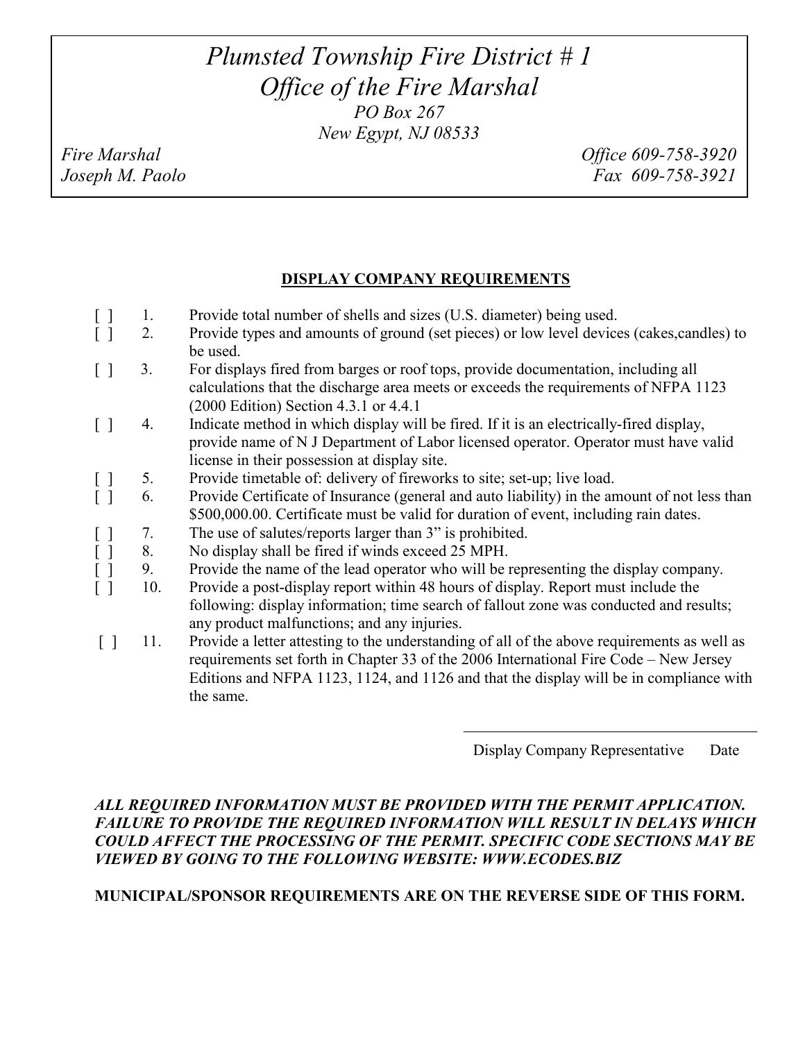# *Plumsted Township Fire District # 1*
# *Office of the Fire Marshal*

*PO Box 267*
*New Egypt, NJ 08533*

*Fire Marshal* — *Office 609-758-3920*
*Joseph M. Paolo* — *Fax 609-758-3921*

## **<u>DISPLAY COMPANY REQUIREMENTS</u>**

[ ] 1. Provide total number of shells and sizes (U.S. diameter) being used.

[ ] 2. Provide types and amounts of ground (set pieces) or low level devices (cakes,candles) to be used.

[ ] 3. For displays fired from barges or roof tops, provide documentation, including all calculations that the discharge area meets or exceeds the requirements of NFPA 1123 (2000 Edition) Section 4.3.1 or 4.4.1

[ ] 4. Indicate method in which display will be fired. If it is an electrically-fired display, provide name of N J Department of Labor licensed operator. Operator must have valid license in their possession at display site.

[ ] 5. Provide timetable of: delivery of fireworks to site; set-up; live load.

[ ] 6. Provide Certificate of Insurance (general and auto liability) in the amount of not less than $500,000.00. Certificate must be valid for duration of event, including rain dates.

[ ] 7. The use of salutes/reports larger than 3" is prohibited.

[ ] 8. No display shall be fired if winds exceed 25 MPH.

[ ] 9. Provide the name of the lead operator who will be representing the display company.

[ ] 10. Provide a post-display report within 48 hours of display. Report must include the following: display information; time search of fallout zone was conducted and results; any product malfunctions; and any injuries.

[ ] 11. Provide a letter attesting to the understanding of all of the above requirements as well as requirements set forth in Chapter 33 of the 2006 International Fire Code – New Jersey Editions and NFPA 1123, 1124, and 1126 and that the display will be in compliance with the same.

\_\_\_\_\_\_\_\_\_\_\_\_\_\_\_\_\_\_\_\_\_\_\_\_\_\_\_\_\_\_\_\_\_\_\_\_\_\_

Display Company Representative Date

***ALL REQUIRED INFORMATION MUST BE PROVIDED WITH THE PERMIT APPLICATION. FAILURE TO PROVIDE THE REQUIRED INFORMATION WILL RESULT IN DELAYS WHICH COULD AFFECT THE PROCESSING OF THE PERMIT. SPECIFIC CODE SECTIONS MAY BE VIEWED BY GOING TO THE FOLLOWING WEBSITE: WWW.ECODES.BIZ***

**MUNICIPAL/SPONSOR REQUIREMENTS ARE ON THE REVERSE SIDE OF THIS FORM.**